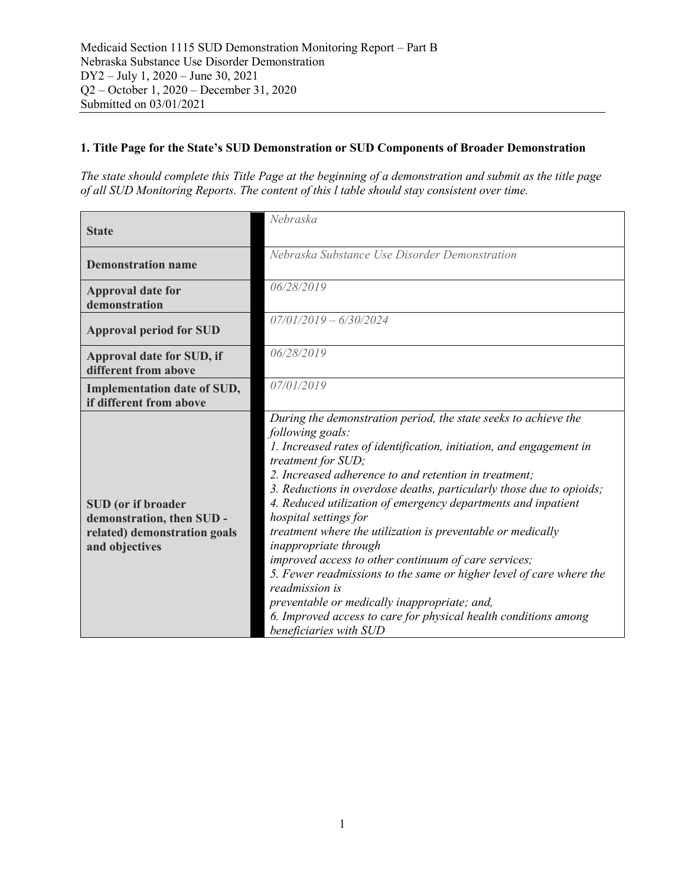Medicaid Section 1115 SUD Demonstration Monitoring Report – Part B
Nebraska Substance Use Disorder Demonstration
DY2 – July 1, 2020 – June 30, 2021
Q2 – October 1, 2020 – December 31, 2020
Submitted on 03/01/2021

### 1. Title Page for the State's SUD Demonstration or SUD Components of Broader Demonstration

*The state should complete this Title Page at the beginning of a demonstration and submit as the title page of all SUD Monitoring Reports. The content of this l table should stay consistent over time.*

| | |
|---|---|
| **State** | *Nebraska* |
| **Demonstration name** | *Nebraska Substance Use Disorder Demonstration* |
| **Approval date for demonstration** | *06/28/2019* |
| **Approval period for SUD** | *07/01/2019 – 6/30/2024* |
| **Approval date for SUD, if different from above** | *06/28/2019* |
| **Implementation date of SUD, if different from above** | *07/01/2019* |
| **SUD (or if broader demonstration, then SUD - related) demonstration goals and objectives** | *During the demonstration period, the state seeks to achieve the following goals:*<br>*1. Increased rates of identification, initiation, and engagement in treatment for SUD;*<br>*2. Increased adherence to and retention in treatment;*<br>*3. Reductions in overdose deaths, particularly those due to opioids;*<br>*4. Reduced utilization of emergency departments and inpatient hospital settings for treatment where the utilization is preventable or medically inappropriate through improved access to other continuum of care services;*<br>*5. Fewer readmissions to the same or higher level of care where the readmission is preventable or medically inappropriate; and,*<br>*6. Improved access to care for physical health conditions among beneficiaries with SUD* |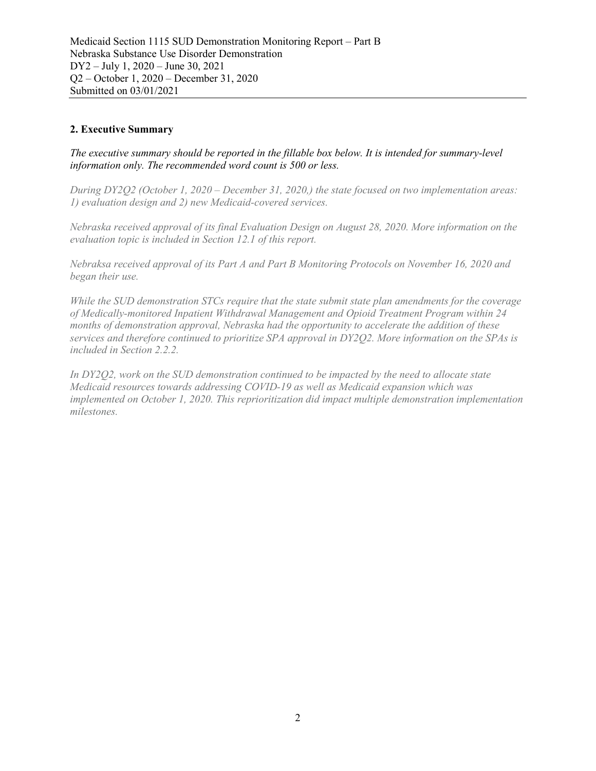## 2. Executive Summary

*The executive summary should be reported in the fillable box below. It is intended for summary-level information only. The recommended word count is 500 or less.*

*During DY2Q2 (October 1, 2020 – December 31, 2020,) the state focused on two implementation areas: 1) evaluation design and 2) new Medicaid-covered services.*

*Nebraska received approval of its final Evaluation Design on August 28, 2020. More information on the evaluation topic is included in Section 12.1 of this report.*

*Nebraksa received approval of its Part A and Part B Monitoring Protocols on November 16, 2020 and began their use.*

*While the SUD demonstration STCs require that the state submit state plan amendments for the coverage of Medically-monitored Inpatient Withdrawal Management and Opioid Treatment Program within 24 months of demonstration approval, Nebraska had the opportunity to accelerate the addition of these services and therefore continued to prioritize SPA approval in DY2Q2. More information on the SPAs is included in Section 2.2.2.*

*In DY2Q2, work on the SUD demonstration continued to be impacted by the need to allocate state Medicaid resources towards addressing COVID-19 as well as Medicaid expansion which was implemented on October 1, 2020. This reprioritization did impact multiple demonstration implementation milestones.*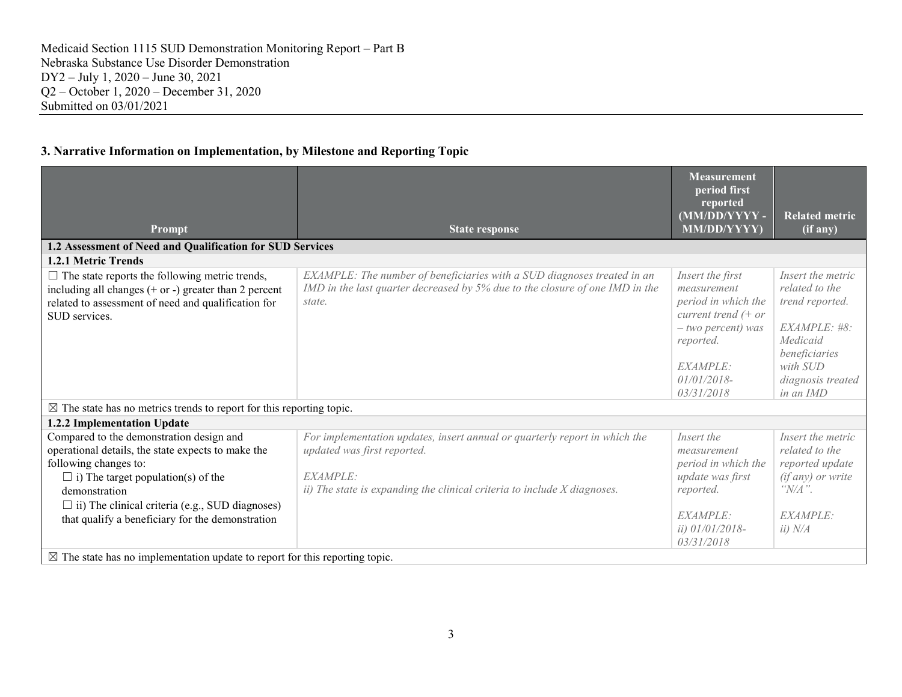Medicaid Section 1115 SUD Demonstration Monitoring Report – Part B
Nebraska Substance Use Disorder Demonstration
DY2 – July 1, 2020 – June 30, 2021
Q2 – October 1, 2020 – December 31, 2020
Submitted on 03/01/2021

## 3. Narrative Information on Implementation, by Milestone and Reporting Topic

| Prompt | State response | Measurement period first reported (MM/DD/YYYY - MM/DD/YYYY) | Related metric (if any) |
|---|---|---|---|
| **1.2 Assessment of Need and Qualification for SUD Services** | | | |
| **1.2.1 Metric Trends** | | | |
| ☐ The state reports the following metric trends, including all changes (+ or -) greater than 2 percent related to assessment of need and qualification for SUD services. | *EXAMPLE: The number of beneficiaries with a SUD diagnoses treated in an IMD in the last quarter decreased by 5% due to the closure of one IMD in the state.* | *Insert the first measurement period in which the current trend (+ or – two percent) was reported.*<br><br>*EXAMPLE: 01/01/2018-03/31/2018* | *Insert the metric related to the trend reported.*<br><br>*EXAMPLE: #8: Medicaid beneficiaries with SUD diagnosis treated in an IMD* |
| ☒ The state has no metrics trends to report for this reporting topic. | | | |
| **1.2.2 Implementation Update** | | | |
| Compared to the demonstration design and operational details, the state expects to make the following changes to:<br>☐ i) The target population(s) of the demonstration<br>☐ ii) The clinical criteria (e.g., SUD diagnoses) that qualify a beneficiary for the demonstration | *For implementation updates, insert annual or quarterly report in which the updated was first reported.*<br><br>*EXAMPLE:*<br>*ii) The state is expanding the clinical criteria to include X diagnoses.* | *Insert the measurement period in which the update was first reported.*<br><br>*EXAMPLE: ii) 01/01/2018-03/31/2018* | *Insert the metric related to the reported update (if any) or write "N/A".*<br><br>*EXAMPLE: ii) N/A* |
| ☒ The state has no implementation update to report for this reporting topic. | | | |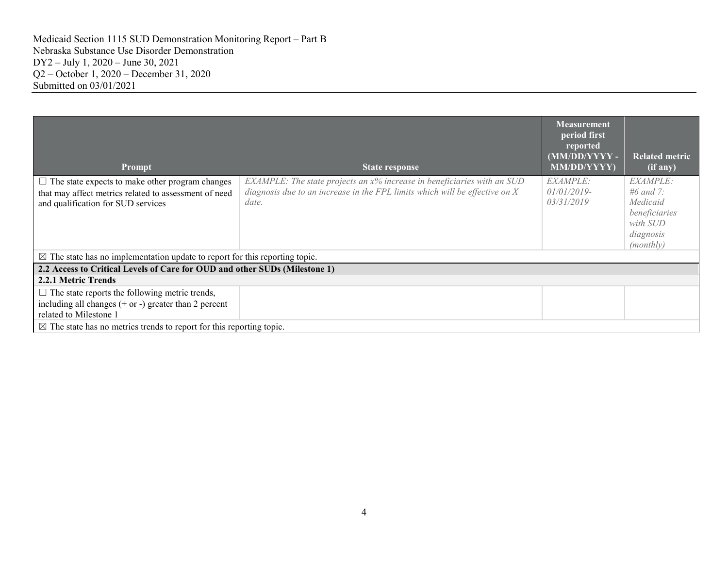Medicaid Section 1115 SUD Demonstration Monitoring Report – Part B
Nebraska Substance Use Disorder Demonstration
DY2 – July 1, 2020 – June 30, 2021
Q2 – October 1, 2020 – December 31, 2020
Submitted on 03/01/2021

| Prompt | State response | Measurement period first reported (MM/DD/YYYY - MM/DD/YYYY) | Related metric (if any) |
|---|---|---|---|
| ☐ The state expects to make other program changes that may affect metrics related to assessment of need and qualification for SUD services | *EXAMPLE: The state projects an x% increase in beneficiaries with an SUD diagnosis due to an increase in the FPL limits which will be effective on X date.* | *EXAMPLE: 01/01/2019-03/31/2019* | *EXAMPLE: #6 and 7: Medicaid beneficiaries with SUD diagnosis (monthly)* |
| ☒ The state has no implementation update to report for this reporting topic. | | | |
| **2.2 Access to Critical Levels of Care for OUD and other SUDs (Milestone 1)** | | | |
| **2.2.1 Metric Trends** | | | |
| ☐ The state reports the following metric trends, including all changes (+ or -) greater than 2 percent related to Milestone 1 | | | |
| ☒ The state has no metrics trends to report for this reporting topic. | | | |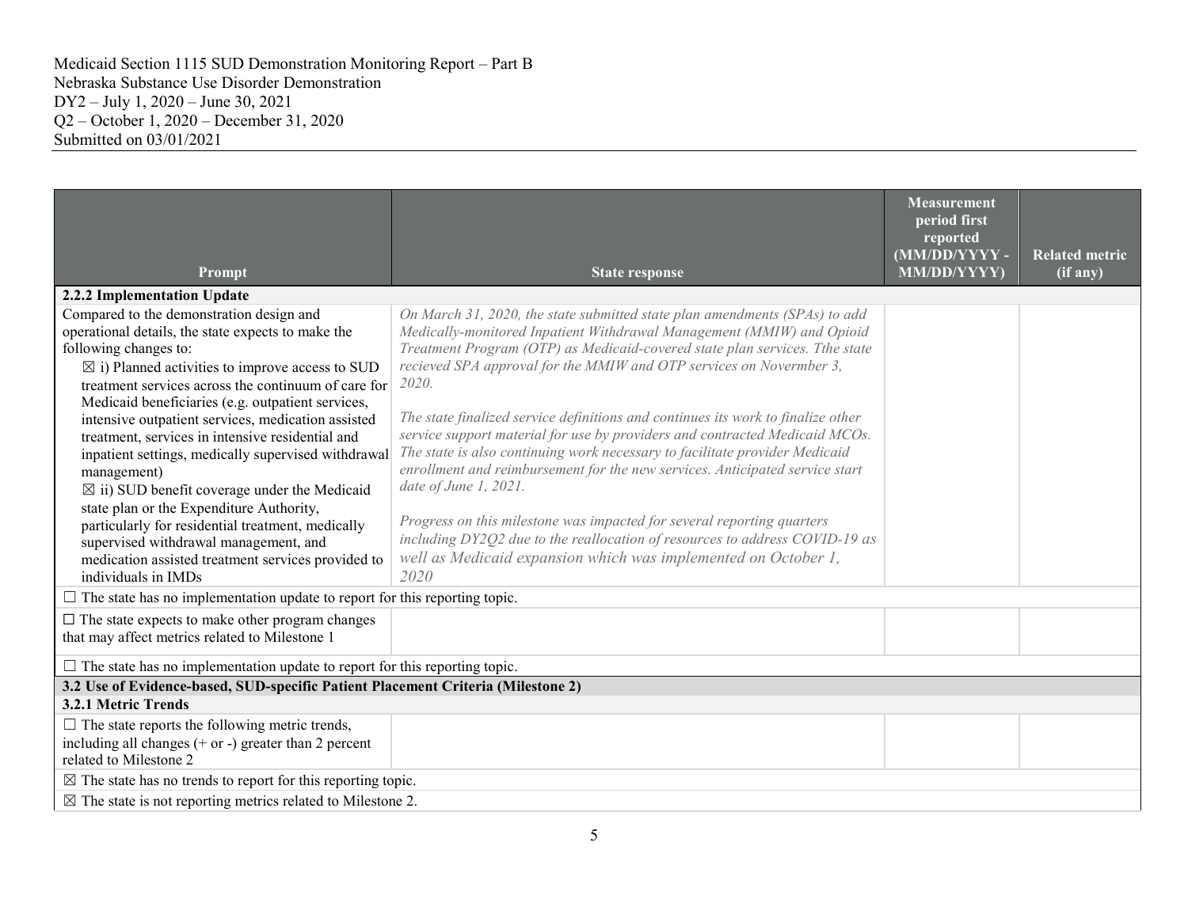| Prompt | State response | Measurement period first reported (MM/DD/YYYY - MM/DD/YYYY) | Related metric (if any) |
|---|---|---|---|
| **2.2.2 Implementation Update** | | | |
| Compared to the demonstration design and operational details, the state expects to make the following changes to:<br>☒ i) Planned activities to improve access to SUD treatment services across the continuum of care for Medicaid beneficiaries (e.g. outpatient services, intensive outpatient services, medication assisted treatment, services in intensive residential and inpatient settings, medically supervised withdrawal management)<br>☒ ii) SUD benefit coverage under the Medicaid state plan or the Expenditure Authority, particularly for residential treatment, medically supervised withdrawal management, and medication assisted treatment services provided to individuals in IMDs | *On March 31, 2020, the state submitted state plan amendments (SPAs) to add Medically-monitored Inpatient Withdrawal Management (MMIW) and Opioid Treatment Program (OTP) as Medicaid-covered state plan services. Tthe state recieved SPA approval for the MMIW and OTP services on Nevermber 3, 2020.*<br><br>*The state finalized service definitions and continues its work to finalize other service support material for use by providers and contracted Medicaid MCOs. The state is also continuing work necessary to facilitate provider Medicaid enrollment and reimbursement for the new services. Anticipated service start date of June 1, 2021.*<br><br>*Progress on this milestone was impacted for several reporting quarters including DY2Q2 due to the reallocation of resources to address COVID-19 as well as Medicaid expansion which was implemented on October 1, 2020* | | |
| ☐ The state has no implementation update to report for this reporting topic. | | | |
| ☐ The state expects to make other program changes that may affect metrics related to Milestone 1 | | | |
| ☐ The state has no implementation update to report for this reporting topic. | | | |
| **3.2 Use of Evidence-based, SUD-specific Patient Placement Criteria (Milestone 2)** | | | |
| **3.2.1 Metric Trends** | | | |
| ☐ The state reports the following metric trends, including all changes (+ or -) greater than 2 percent related to Milestone 2 | | | |
| ☒ The state has no trends to report for this reporting topic. | | | |
| ☒ The state is not reporting metrics related to Milestone 2. | | | |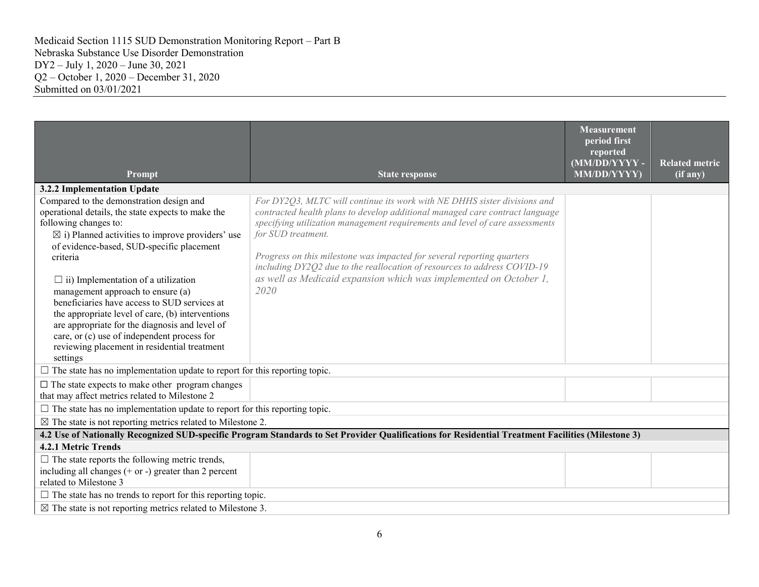| Prompt | State response | Measurement period first reported (MM/DD/YYYY - MM/DD/YYYY) | Related metric (if any) |
|---|---|---|---|
| **3.2.2 Implementation Update** | | | |
| Compared to the demonstration design and operational details, the state expects to make the following changes to:<br>☒ i) Planned activities to improve providers' use of evidence-based, SUD-specific placement criteria<br><br>☐ ii) Implementation of a utilization management approach to ensure (a) beneficiaries have access to SUD services at the appropriate level of care, (b) interventions are appropriate for the diagnosis and level of care, or (c) use of independent process for reviewing placement in residential treatment settings | *For DY2Q3, MLTC will continue its work with NE DHHS sister divisions and contracted health plans to develop additional managed care contract language specifying utilization management requirements and level of care assessments for SUD treatment.*<br><br>*Progress on this milestone was impacted for several reporting quarters including DY2Q2 due to the reallocation of resources to address COVID-19 as well as Medicaid expansion which was implemented on October 1, 2020* | | |
| ☐ The state has no implementation update to report for this reporting topic. | | | |
| ☐ The state expects to make other program changes that may affect metrics related to Milestone 2 | | | |
| ☐ The state has no implementation update to report for this reporting topic. | | | |
| ☒ The state is not reporting metrics related to Milestone 2. | | | |
| **4.2 Use of Nationally Recognized SUD-specific Program Standards to Set Provider Qualifications for Residential Treatment Facilities (Milestone 3)** | | | |
| **4.2.1 Metric Trends** | | | |
| ☐ The state reports the following metric trends, including all changes (+ or -) greater than 2 percent related to Milestone 3 | | | |
| ☐ The state has no trends to report for this reporting topic. | | | |
| ☒ The state is not reporting metrics related to Milestone 3. | | | |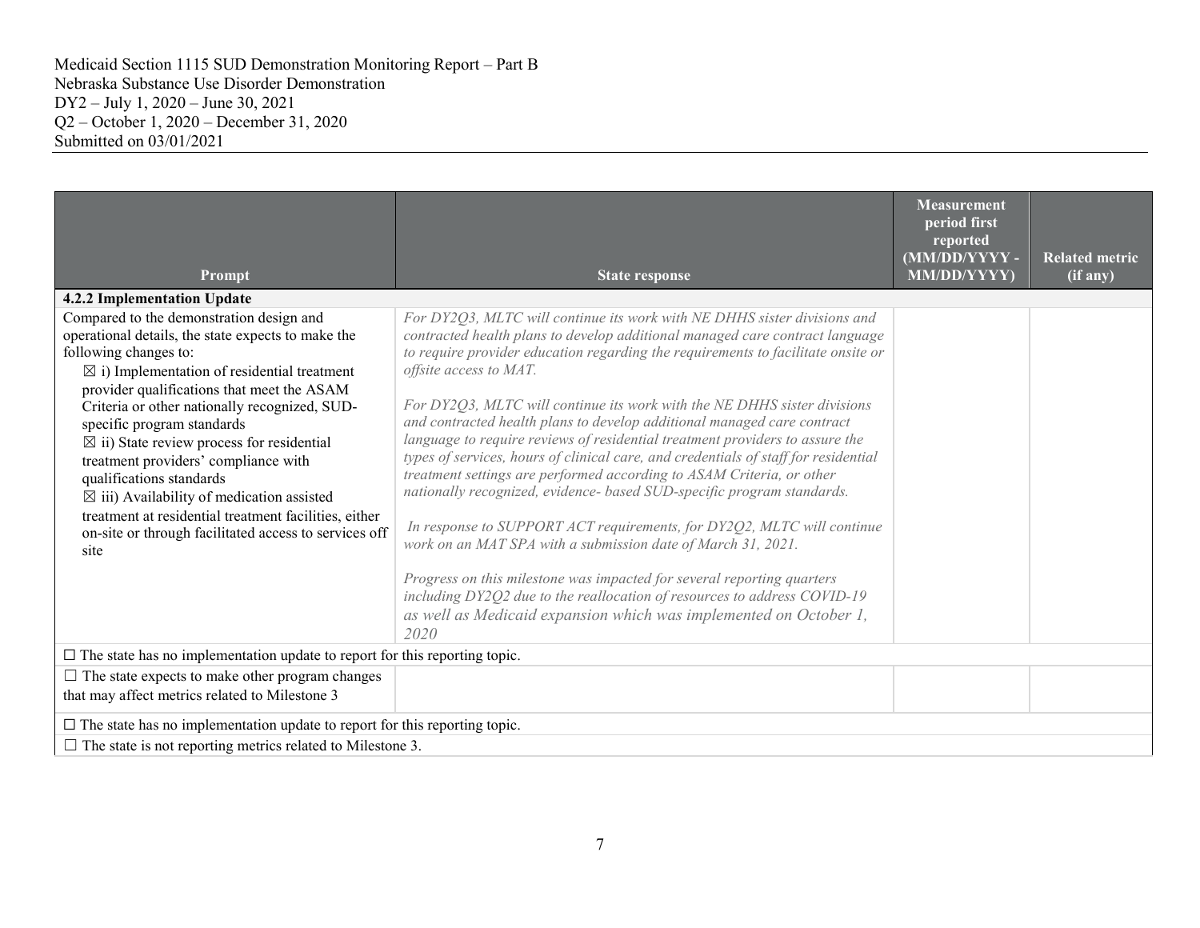| Prompt | State response | Measurement period first reported (MM/DD/YYYY - MM/DD/YYYY) | Related metric (if any) |
|---|---|---|---|
| **4.2.2 Implementation Update** | | | |
| Compared to the demonstration design and operational details, the state expects to make the following changes to:<br>☒ i) Implementation of residential treatment provider qualifications that meet the ASAM Criteria or other nationally recognized, SUD-specific program standards<br>☒ ii) State review process for residential treatment providers' compliance with qualifications standards<br>☒ iii) Availability of medication assisted treatment at residential treatment facilities, either on-site or through facilitated access to services off site | *For DY2Q3, MLTC will continue its work with NE DHHS sister divisions and contracted health plans to develop additional managed care contract language to require provider education regarding the requirements to facilitate onsite or offsite access to MAT.*<br><br>*For DY2Q3, MLTC will continue its work with the NE DHHS sister divisions and contracted health plans to develop additional managed care contract language to require reviews of residential treatment providers to assure the types of services, hours of clinical care, and credentials of staff for residential treatment settings are performed according to ASAM Criteria, or other nationally recognized, evidence- based SUD-specific program standards.*<br><br>*In response to SUPPORT ACT requirements, for DY2Q2, MLTC will continue work on an MAT SPA with a submission date of March 31, 2021.*<br><br>*Progress on this milestone was impacted for several reporting quarters including DY2Q2 due to the reallocation of resources to address COVID-19 as well as Medicaid expansion which was implemented on October 1, 2020* | | |
| ☐ The state has no implementation update to report for this reporting topic. | | | |
| ☐ The state expects to make other program changes that may affect metrics related to Milestone 3 | | | |
| ☐ The state has no implementation update to report for this reporting topic. | | | |
| ☐ The state is not reporting metrics related to Milestone 3. | | | |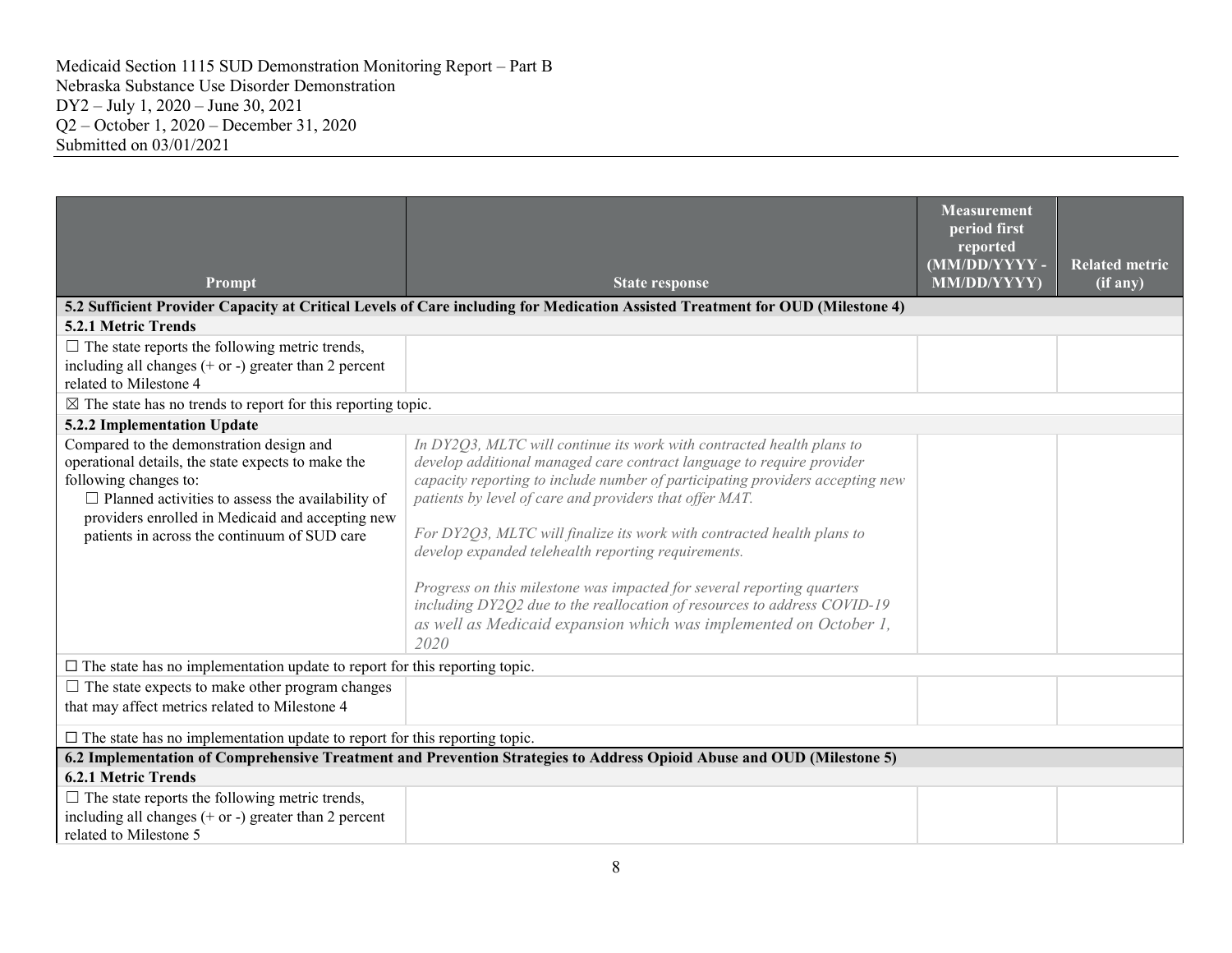Medicaid Section 1115 SUD Demonstration Monitoring Report – Part B
Nebraska Substance Use Disorder Demonstration
DY2 – July 1, 2020 – June 30, 2021
Q2 – October 1, 2020 – December 31, 2020
Submitted on 03/01/2021

| Prompt | State response | Measurement period first reported (MM/DD/YYYY - MM/DD/YYYY) | Related metric (if any) |
|---|---|---|---|
| **5.2 Sufficient Provider Capacity at Critical Levels of Care including for Medication Assisted Treatment for OUD (Milestone 4)** | | | |
| **5.2.1 Metric Trends** | | | |
| ☐ The state reports the following metric trends, including all changes (+ or -) greater than 2 percent related to Milestone 4 | | | |
| ☒ The state has no trends to report for this reporting topic. | | | |
| **5.2.2 Implementation Update** | | | |
| Compared to the demonstration design and operational details, the state expects to make the following changes to:<br>☐ Planned activities to assess the availability of providers enrolled in Medicaid and accepting new patients in across the continuum of SUD care | *In DY2Q3, MLTC will continue its work with contracted health plans to develop additional managed care contract language to require provider capacity reporting to include number of participating providers accepting new patients by level of care and providers that offer MAT.*<br><br>*For DY2Q3, MLTC will finalize its work with contracted health plans to develop expanded telehealth reporting requirements.*<br><br>*Progress on this milestone was impacted for several reporting quarters including DY2Q2 due to the reallocation of resources to address COVID-19 as well as Medicaid expansion which was implemented on October 1, 2020* | | |
| ☐ The state has no implementation update to report for this reporting topic. | | | |
| ☐ The state expects to make other program changes that may affect metrics related to Milestone 4 | | | |
| ☐ The state has no implementation update to report for this reporting topic. | | | |
| **6.2 Implementation of Comprehensive Treatment and Prevention Strategies to Address Opioid Abuse and OUD (Milestone 5)** | | | |
| **6.2.1 Metric Trends** | | | |
| ☐ The state reports the following metric trends, including all changes (+ or -) greater than 2 percent related to Milestone 5 | | | |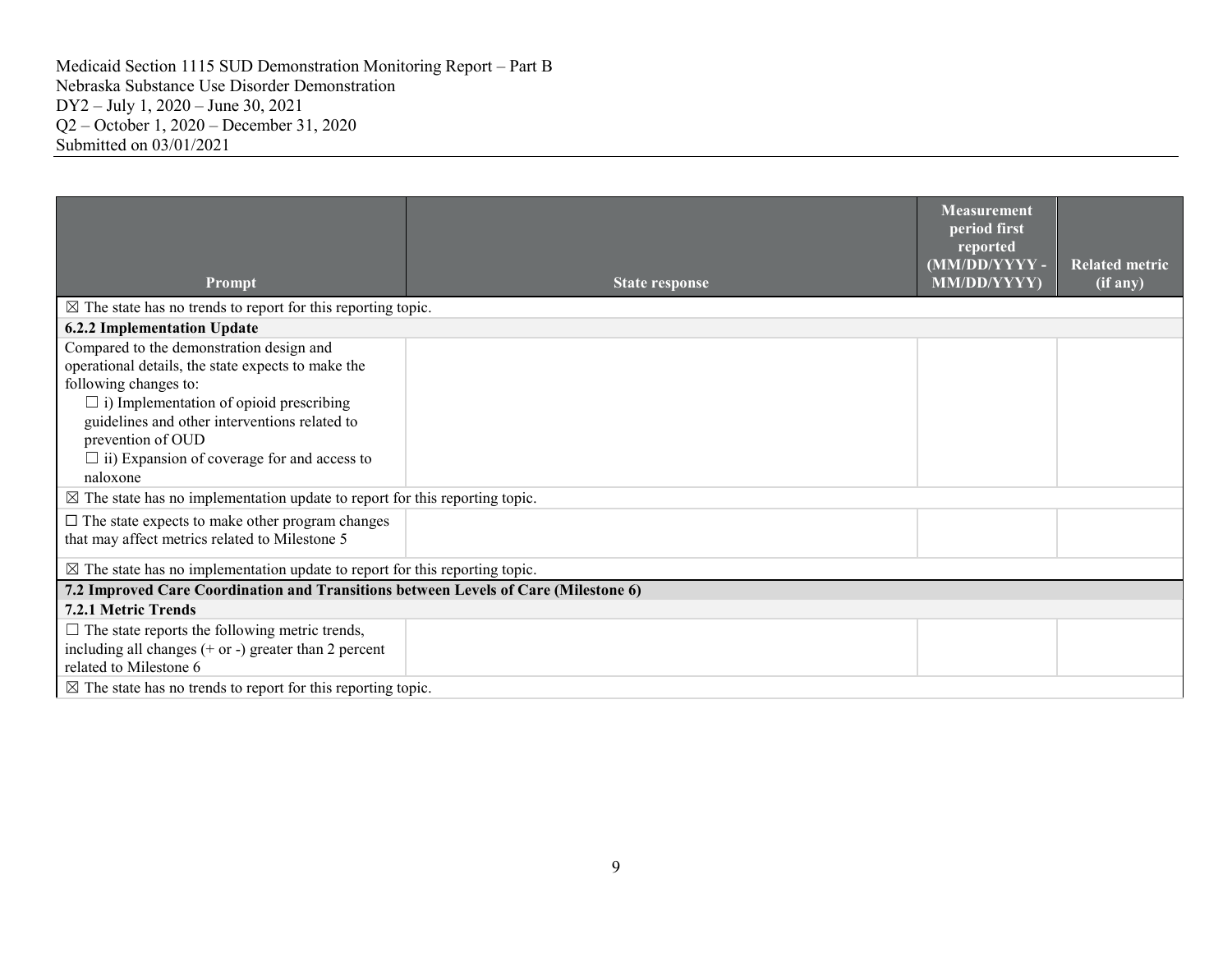| Prompt | State response | Measurement period first reported (MM/DD/YYYY - MM/DD/YYYY) | Related metric (if any) |
|---|---|---|---|
| ☒ The state has no trends to report for this reporting topic. | | | |
| **6.2.2 Implementation Update** | | | |
| Compared to the demonstration design and operational details, the state expects to make the following changes to:<br>☐ i) Implementation of opioid prescribing guidelines and other interventions related to prevention of OUD<br>☐ ii) Expansion of coverage for and access to naloxone | | | |
| ☒ The state has no implementation update to report for this reporting topic. | | | |
| ☐ The state expects to make other program changes that may affect metrics related to Milestone 5 | | | |
| ☒ The state has no implementation update to report for this reporting topic. | | | |
| **7.2 Improved Care Coordination and Transitions between Levels of Care (Milestone 6)** | | | |
| **7.2.1 Metric Trends** | | | |
| ☐ The state reports the following metric trends, including all changes (+ or -) greater than 2 percent related to Milestone 6 | | | |
| ☒ The state has no trends to report for this reporting topic. | | | |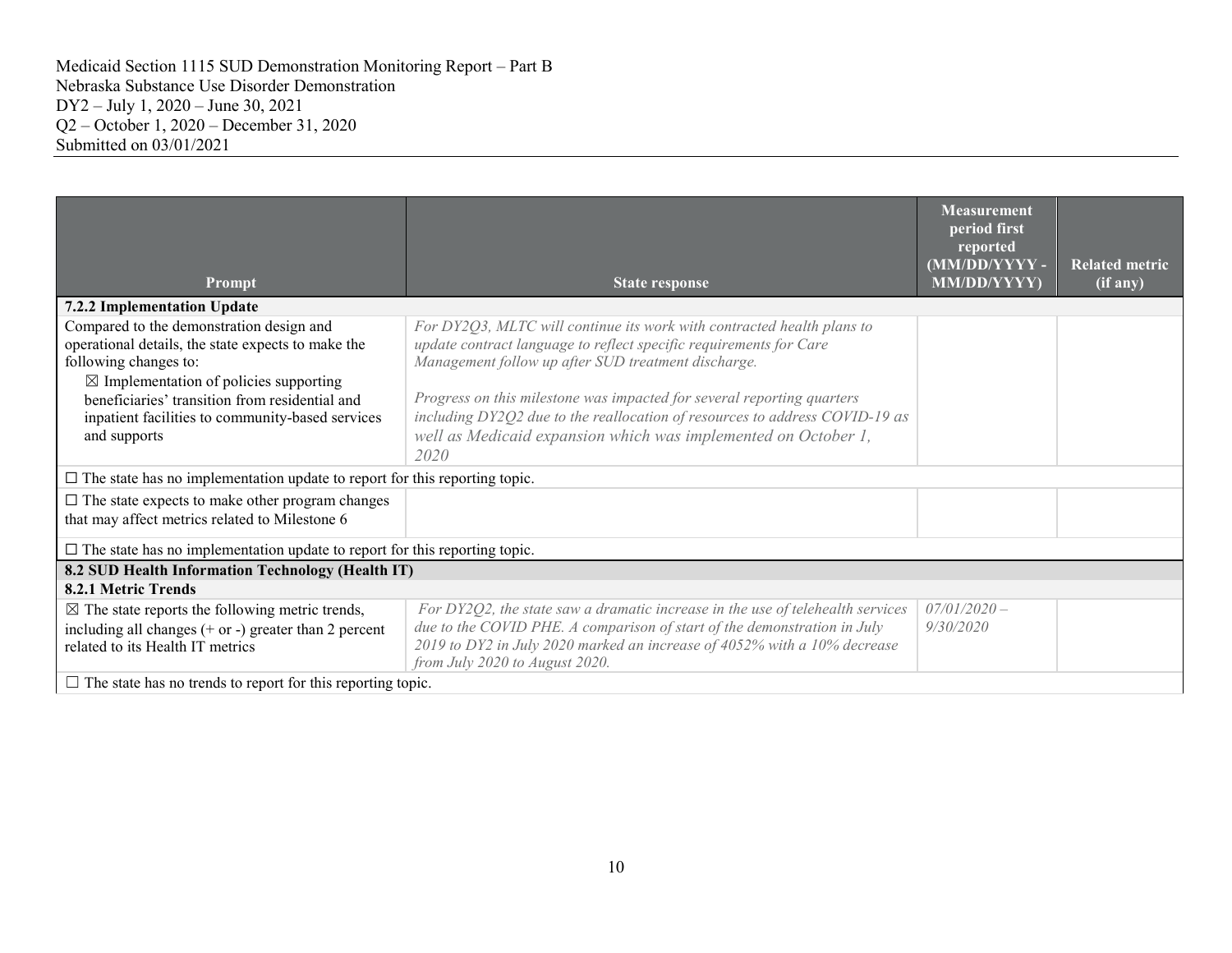| Prompt | State response | Measurement period first reported (MM/DD/YYYY - MM/DD/YYYY) | Related metric (if any) |
|---|---|---|---|
| **7.2.2 Implementation Update** | | | |
| Compared to the demonstration design and operational details, the state expects to make the following changes to:<br>☒ Implementation of policies supporting beneficiaries' transition from residential and inpatient facilities to community-based services and supports | *For DY2Q3, MLTC will continue its work with contracted health plans to update contract language to reflect specific requirements for Care Management follow up after SUD treatment discharge.*<br><br>*Progress on this milestone was impacted for several reporting quarters including DY2Q2 due to the reallocation of resources to address COVID-19 as well as Medicaid expansion which was implemented on October 1, 2020* | | |
| ☐ The state has no implementation update to report for this reporting topic. | | | |
| ☐ The state expects to make other program changes that may affect metrics related to Milestone 6 | | | |
| ☐ The state has no implementation update to report for this reporting topic. | | | |
| **8.2 SUD Health Information Technology (Health IT)** | | | |
| **8.2.1 Metric Trends** | | | |
| ☒ The state reports the following metric trends, including all changes (+ or -) greater than 2 percent related to its Health IT metrics | *For DY2Q2, the state saw a dramatic increase in the use of telehealth services due to the COVID PHE. A comparison of start of the demonstration in July 2019 to DY2 in July 2020 marked an increase of 4052% with a 10% decrease from July 2020 to August 2020.* | *07/01/2020 – 9/30/2020* | |
| ☐ The state has no trends to report for this reporting topic. | | | |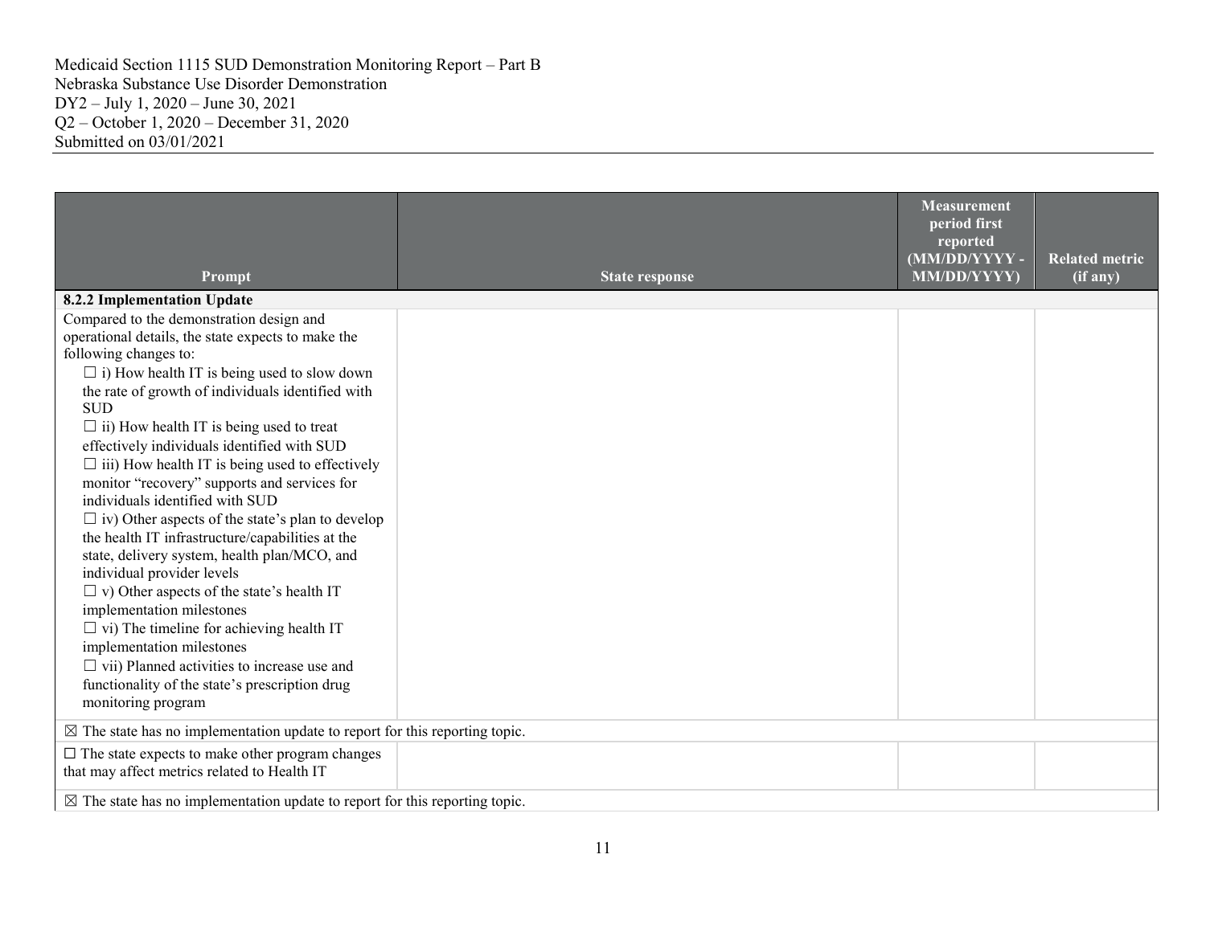Medicaid Section 1115 SUD Demonstration Monitoring Report – Part B
Nebraska Substance Use Disorder Demonstration
DY2 – July 1, 2020 – June 30, 2021
Q2 – October 1, 2020 – December 31, 2020
Submitted on 03/01/2021

| Prompt | State response | Measurement period first reported (MM/DD/YYYY - MM/DD/YYYY) | Related metric (if any) |
|---|---|---|---|
| **8.2.2 Implementation Update** | | | |
| Compared to the demonstration design and operational details, the state expects to make the following changes to:<br>☐ i) How health IT is being used to slow down the rate of growth of individuals identified with SUD<br>☐ ii) How health IT is being used to treat effectively individuals identified with SUD<br>☐ iii) How health IT is being used to effectively monitor "recovery" supports and services for individuals identified with SUD<br>☐ iv) Other aspects of the state's plan to develop the health IT infrastructure/capabilities at the state, delivery system, health plan/MCO, and individual provider levels<br>☐ v) Other aspects of the state's health IT implementation milestones<br>☐ vi) The timeline for achieving health IT implementation milestones<br>☐ vii) Planned activities to increase use and functionality of the state's prescription drug monitoring program | | | |
| ☒ The state has no implementation update to report for this reporting topic. | | | |
| ☐ The state expects to make other program changes that may affect metrics related to Health IT | | | |
| ☒ The state has no implementation update to report for this reporting topic. | | | |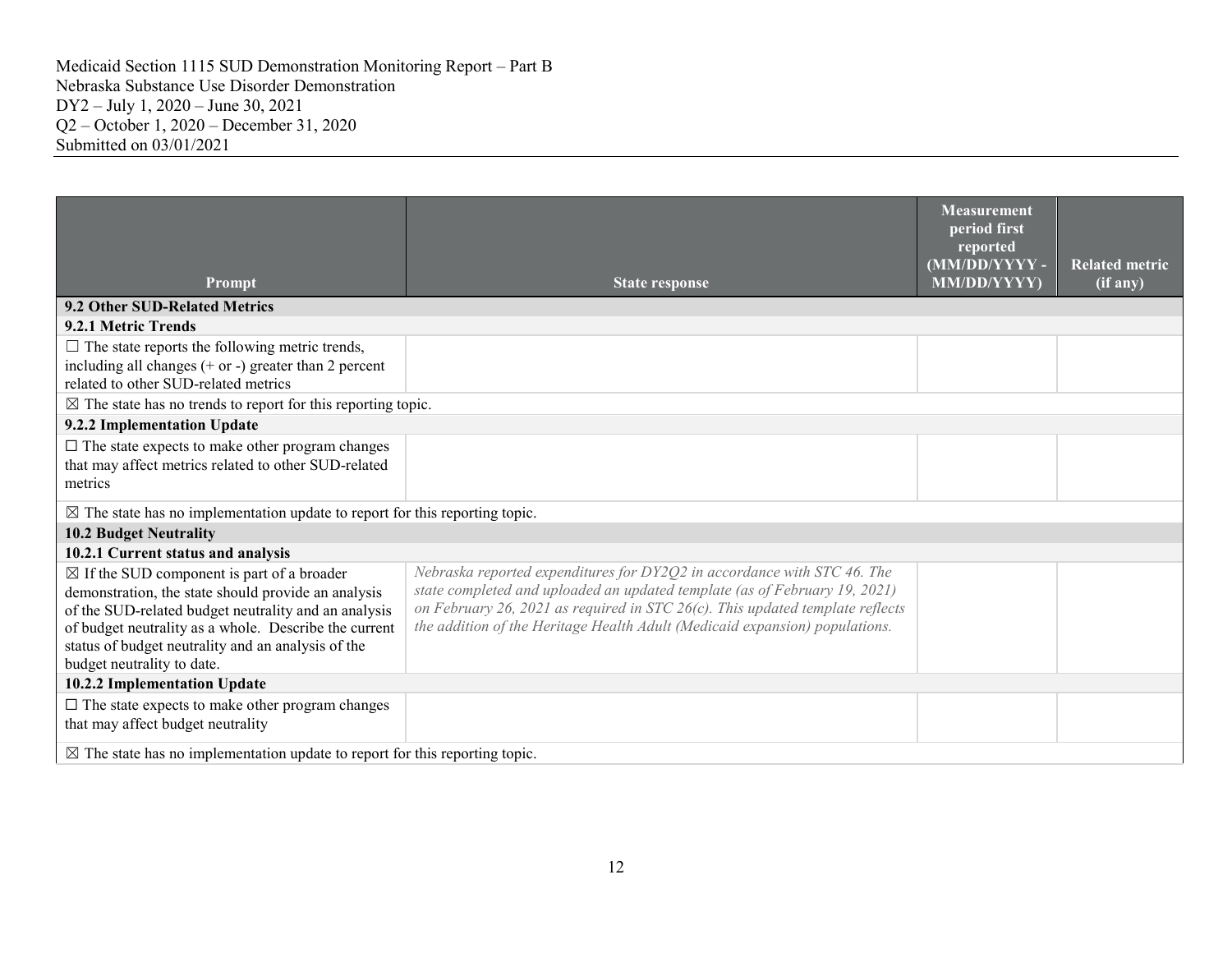| Prompt | State response | Measurement period first reported (MM/DD/YYYY - MM/DD/YYYY) | Related metric (if any) |
|---|---|---|---|
| **9.2 Other SUD-Related Metrics** | | | |
| **9.2.1 Metric Trends** | | | |
| ☐ The state reports the following metric trends, including all changes (+ or -) greater than 2 percent related to other SUD-related metrics | | | |
| ☒ The state has no trends to report for this reporting topic. | | | |
| **9.2.2 Implementation Update** | | | |
| ☐ The state expects to make other program changes that may affect metrics related to other SUD-related metrics | | | |
| ☒ The state has no implementation update to report for this reporting topic. | | | |
| **10.2 Budget Neutrality** | | | |
| **10.2.1 Current status and analysis** | | | |
| ☒ If the SUD component is part of a broader demonstration, the state should provide an analysis of the SUD-related budget neutrality and an analysis of budget neutrality as a whole. Describe the current status of budget neutrality and an analysis of the budget neutrality to date. | *Nebraska reported expenditures for DY2Q2 in accordance with STC 46. The state completed and uploaded an updated template (as of February 19, 2021) on February 26, 2021 as required in STC 26(c). This updated template reflects the addition of the Heritage Health Adult (Medicaid expansion) populations.* | | |
| **10.2.2 Implementation Update** | | | |
| ☐ The state expects to make other program changes that may affect budget neutrality | | | |
| ☒ The state has no implementation update to report for this reporting topic. | | | |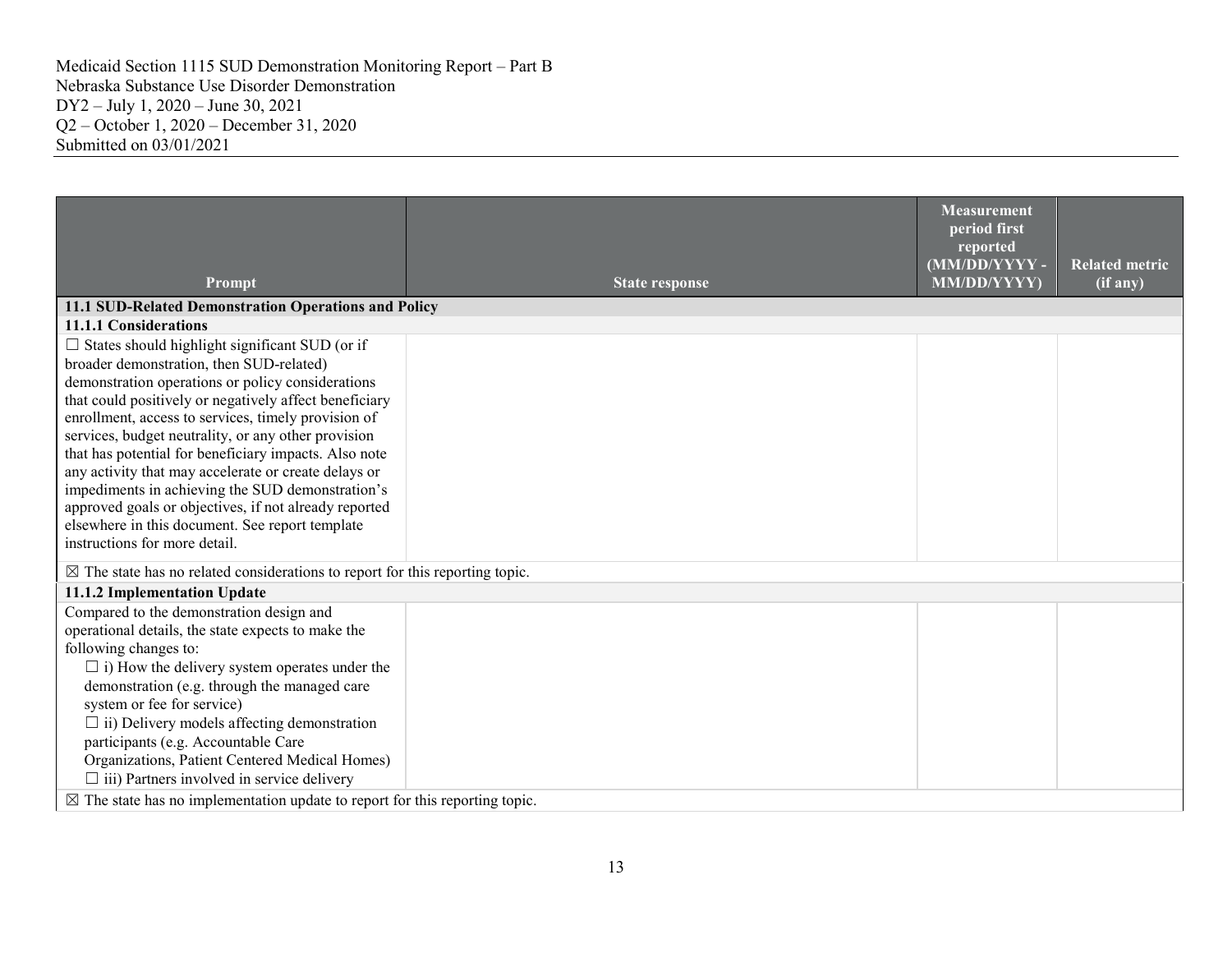Medicaid Section 1115 SUD Demonstration Monitoring Report – Part B
Nebraska Substance Use Disorder Demonstration
DY2 – July 1, 2020 – June 30, 2021
Q2 – October 1, 2020 – December 31, 2020
Submitted on 03/01/2021

| Prompt | State response | Measurement period first reported (MM/DD/YYYY - MM/DD/YYYY) | Related metric (if any) |
|---|---|---|---|
| **11.1 SUD-Related Demonstration Operations and Policy** | | | |
| **11.1.1 Considerations** | | | |
| ☐ States should highlight significant SUD (or if broader demonstration, then SUD-related) demonstration operations or policy considerations that could positively or negatively affect beneficiary enrollment, access to services, timely provision of services, budget neutrality, or any other provision that has potential for beneficiary impacts. Also note any activity that may accelerate or create delays or impediments in achieving the SUD demonstration's approved goals or objectives, if not already reported elsewhere in this document. See report template instructions for more detail. | | | |
| ☒ The state has no related considerations to report for this reporting topic. | | | |
| **11.1.2 Implementation Update** | | | |
| Compared to the demonstration design and operational details, the state expects to make the following changes to:<br>☐ i) How the delivery system operates under the demonstration (e.g. through the managed care system or fee for service)<br>☐ ii) Delivery models affecting demonstration participants (e.g. Accountable Care Organizations, Patient Centered Medical Homes)<br>☐ iii) Partners involved in service delivery | | | |
| ☒ The state has no implementation update to report for this reporting topic. | | | |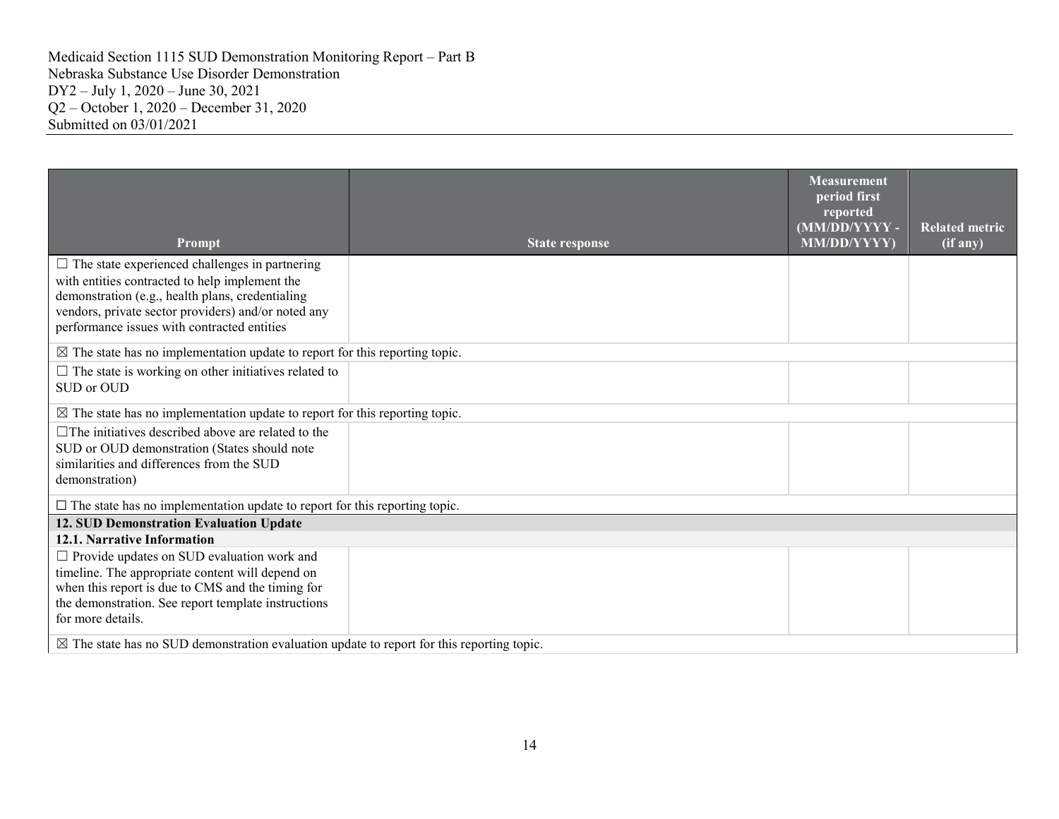| Prompt | State response | Measurement period first reported (MM/DD/YYYY - MM/DD/YYYY) | Related metric (if any) |
| --- | --- | --- | --- |
| ☐ The state experienced challenges in partnering with entities contracted to help implement the demonstration (e.g., health plans, credentialing vendors, private sector providers) and/or noted any performance issues with contracted entities | | | |
| ☒ The state has no implementation update to report for this reporting topic. | | | |
| ☐ The state is working on other initiatives related to SUD or OUD | | | |
| ☒ The state has no implementation update to report for this reporting topic. | | | |
| ☐The initiatives described above are related to the SUD or OUD demonstration (States should note similarities and differences from the SUD demonstration) | | | |
| ☐ The state has no implementation update to report for this reporting topic. | | | |
| **12. SUD Demonstration Evaluation Update** | | | |
| **12.1. Narrative Information** | | | |
| ☐ Provide updates on SUD evaluation work and timeline. The appropriate content will depend on when this report is due to CMS and the timing for the demonstration. See report template instructions for more details. | | | |
| ☒ The state has no SUD demonstration evaluation update to report for this reporting topic. | | | |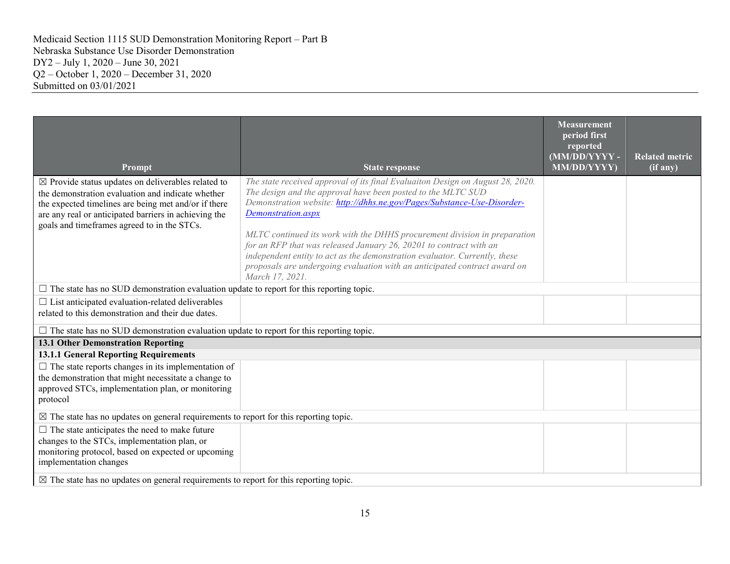Medicaid Section 1115 SUD Demonstration Monitoring Report – Part B
Nebraska Substance Use Disorder Demonstration
DY2 – July 1, 2020 – June 30, 2021
Q2 – October 1, 2020 – December 31, 2020
Submitted on 03/01/2021

| Prompt | State response | Measurement period first reported (MM/DD/YYYY - MM/DD/YYYY) | Related metric (if any) |
|---|---|---|---|
| ☒ Provide status updates on deliverables related to the demonstration evaluation and indicate whether the expected timelines are being met and/or if there are any real or anticipated barriers in achieving the goals and timeframes agreed to in the STCs. | *The state received approval of its final Evaluaiton Design on August 28, 2020. The design and the approval have been posted to the MLTC SUD Demonstration website: [http://dhhs.ne.gov/Pages/Substance-Use-Disorder-Demonstration.aspx](http://dhhs.ne.gov/Pages/Substance-Use-Disorder-Demonstration.aspx)*<br><br>*MLTC continued its work with the DHHS procurement division in preparation for an RFP that was released January 26, 20201 to contract with an independent entity to act as the demonstration evaluator. Currently, these proposals are undergoing evaluation with an anticipated contract award on March 17, 2021.* | | |
| ☐ The state has no SUD demonstration evaluation update to report for this reporting topic. | | | |
| ☐ List anticipated evaluation-related deliverables related to this demonstration and their due dates. | | | |
| ☐ The state has no SUD demonstration evaluation update to report for this reporting topic. | | | |
| **13.1 Other Demonstration Reporting** | | | |
| **13.1.1 General Reporting Requirements** | | | |
| ☐ The state reports changes in its implementation of the demonstration that might necessitate a change to approved STCs, implementation plan, or monitoring protocol | | | |
| ☒ The state has no updates on general requirements to report for this reporting topic. | | | |
| ☐ The state anticipates the need to make future changes to the STCs, implementation plan, or monitoring protocol, based on expected or upcoming implementation changes | | | |
| ☒ The state has no updates on general requirements to report for this reporting topic. | | | |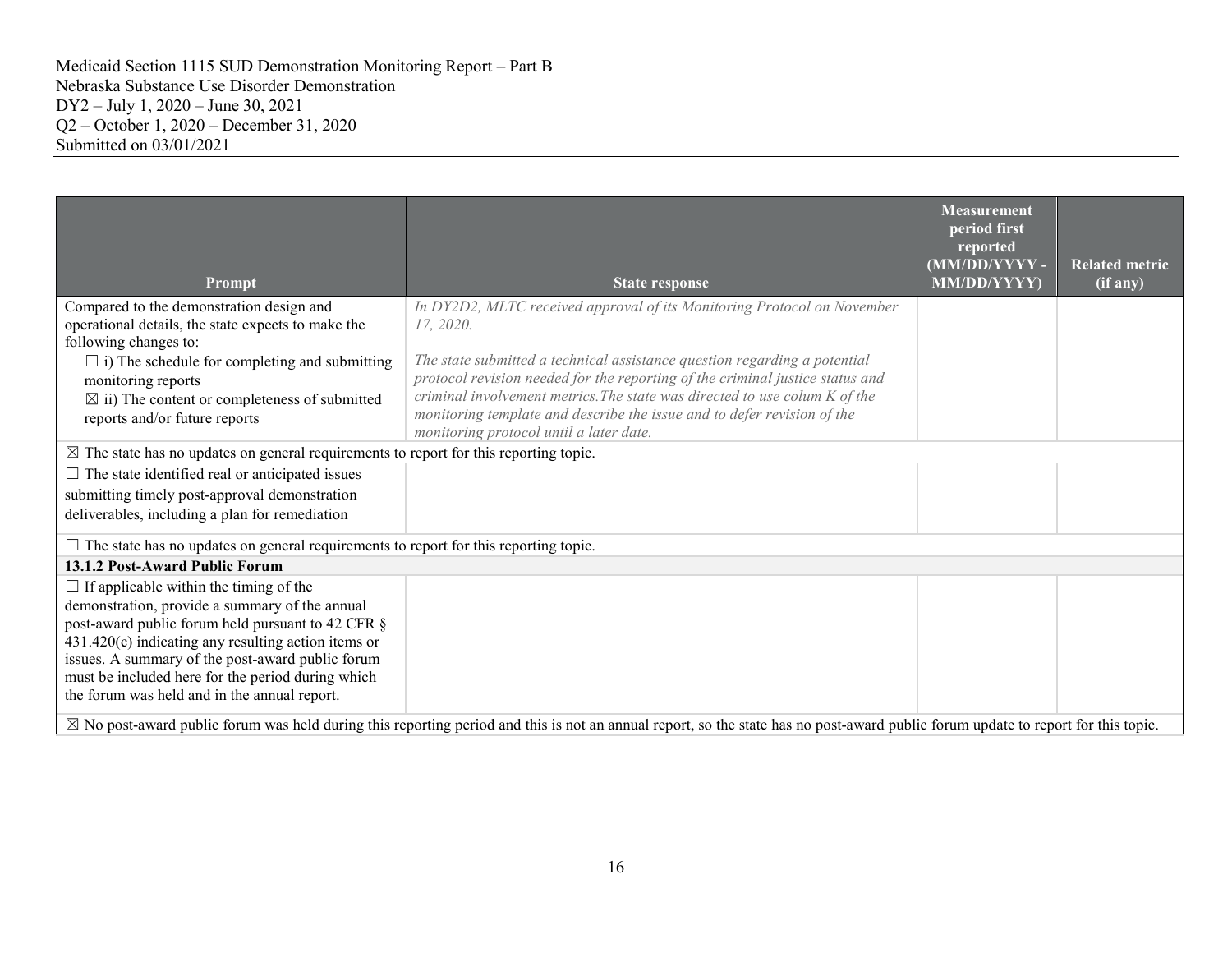Medicaid Section 1115 SUD Demonstration Monitoring Report – Part B
Nebraska Substance Use Disorder Demonstration
DY2 – July 1, 2020 – June 30, 2021
Q2 – October 1, 2020 – December 31, 2020
Submitted on 03/01/2021

| Prompt | State response | Measurement period first reported (MM/DD/YYYY - MM/DD/YYYY) | Related metric (if any) |
|---|---|---|---|
| Compared to the demonstration design and operational details, the state expects to make the following changes to:<br>☐ i) The schedule for completing and submitting monitoring reports<br>☒ ii) The content or completeness of submitted reports and/or future reports | *In DY2D2, MLTC received approval of its Monitoring Protocol on November 17, 2020.*<br><br>*The state submitted a technical assistance question regarding a potential protocol revision needed for the reporting of the criminal justice status and criminal involvement metrics.The state was directed to use colum K of the monitoring template and describe the issue and to defer revision of the monitoring protocol until a later date.* | | |
| ☒ The state has no updates on general requirements to report for this reporting topic. | | | |
| ☐ The state identified real or anticipated issues submitting timely post-approval demonstration deliverables, including a plan for remediation | | | |
| ☐ The state has no updates on general requirements to report for this reporting topic. | | | |
| **13.1.2 Post-Award Public Forum** | | | |
| ☐ If applicable within the timing of the demonstration, provide a summary of the annual post-award public forum held pursuant to 42 CFR § 431.420(c) indicating any resulting action items or issues. A summary of the post-award public forum must be included here for the period during which the forum was held and in the annual report. | | | |
| ☒ No post-award public forum was held during this reporting period and this is not an annual report, so the state has no post-award public forum update to report for this topic. | | | |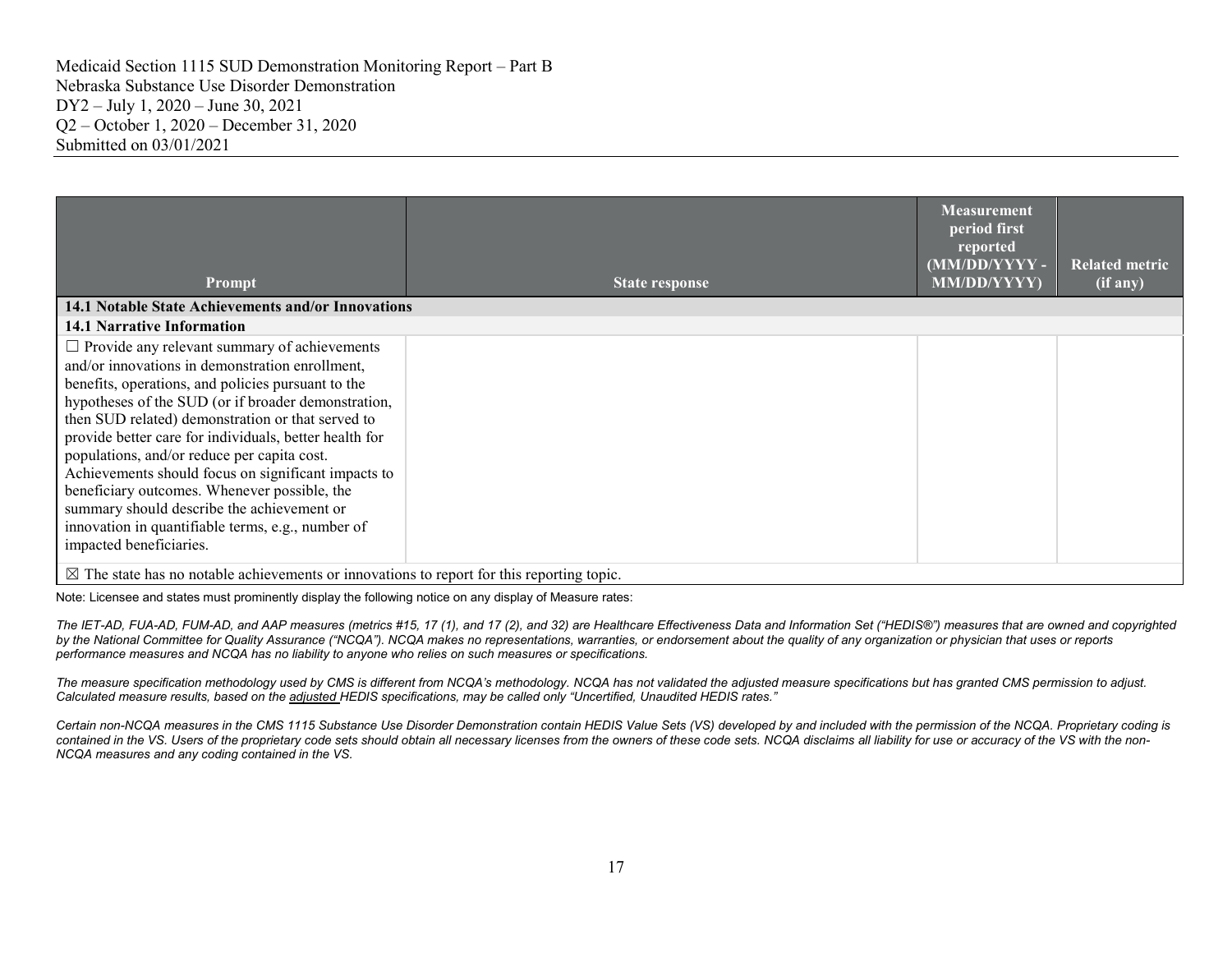Medicaid Section 1115 SUD Demonstration Monitoring Report – Part B
Nebraska Substance Use Disorder Demonstration
DY2 – July 1, 2020 – June 30, 2021
Q2 – October 1, 2020 – December 31, 2020
Submitted on 03/01/2021

| Prompt | State response | Measurement period first reported (MM/DD/YYYY - MM/DD/YYYY) | Related metric (if any) |
|---|---|---|---|
| **14.1 Notable State Achievements and/or Innovations** | | | |
| **14.1 Narrative Information** | | | |
| ☐ Provide any relevant summary of achievements and/or innovations in demonstration enrollment, benefits, operations, and policies pursuant to the hypotheses of the SUD (or if broader demonstration, then SUD related) demonstration or that served to provide better care for individuals, better health for populations, and/or reduce per capita cost. Achievements should focus on significant impacts to beneficiary outcomes. Whenever possible, the summary should describe the achievement or innovation in quantifiable terms, e.g., number of impacted beneficiaries. | | | |
| ☒ The state has no notable achievements or innovations to report for this reporting topic. | | | |

Note: Licensee and states must prominently display the following notice on any display of Measure rates:

*The IET-AD, FUA-AD, FUM-AD, and AAP measures (metrics #15, 17 (1), and 17 (2), and 32) are Healthcare Effectiveness Data and Information Set ("HEDIS®") measures that are owned and copyrighted by the National Committee for Quality Assurance ("NCQA"). NCQA makes no representations, warranties, or endorsement about the quality of any organization or physician that uses or reports performance measures and NCQA has no liability to anyone who relies on such measures or specifications.*

*The measure specification methodology used by CMS is different from NCQA's methodology. NCQA has not validated the adjusted measure specifications but has granted CMS permission to adjust. Calculated measure results, based on the adjusted HEDIS specifications, may be called only "Uncertified, Unaudited HEDIS rates."*

*Certain non-NCQA measures in the CMS 1115 Substance Use Disorder Demonstration contain HEDIS Value Sets (VS) developed by and included with the permission of the NCQA. Proprietary coding is contained in the VS. Users of the proprietary code sets should obtain all necessary licenses from the owners of these code sets. NCQA disclaims all liability for use or accuracy of the VS with the non-NCQA measures and any coding contained in the VS.*